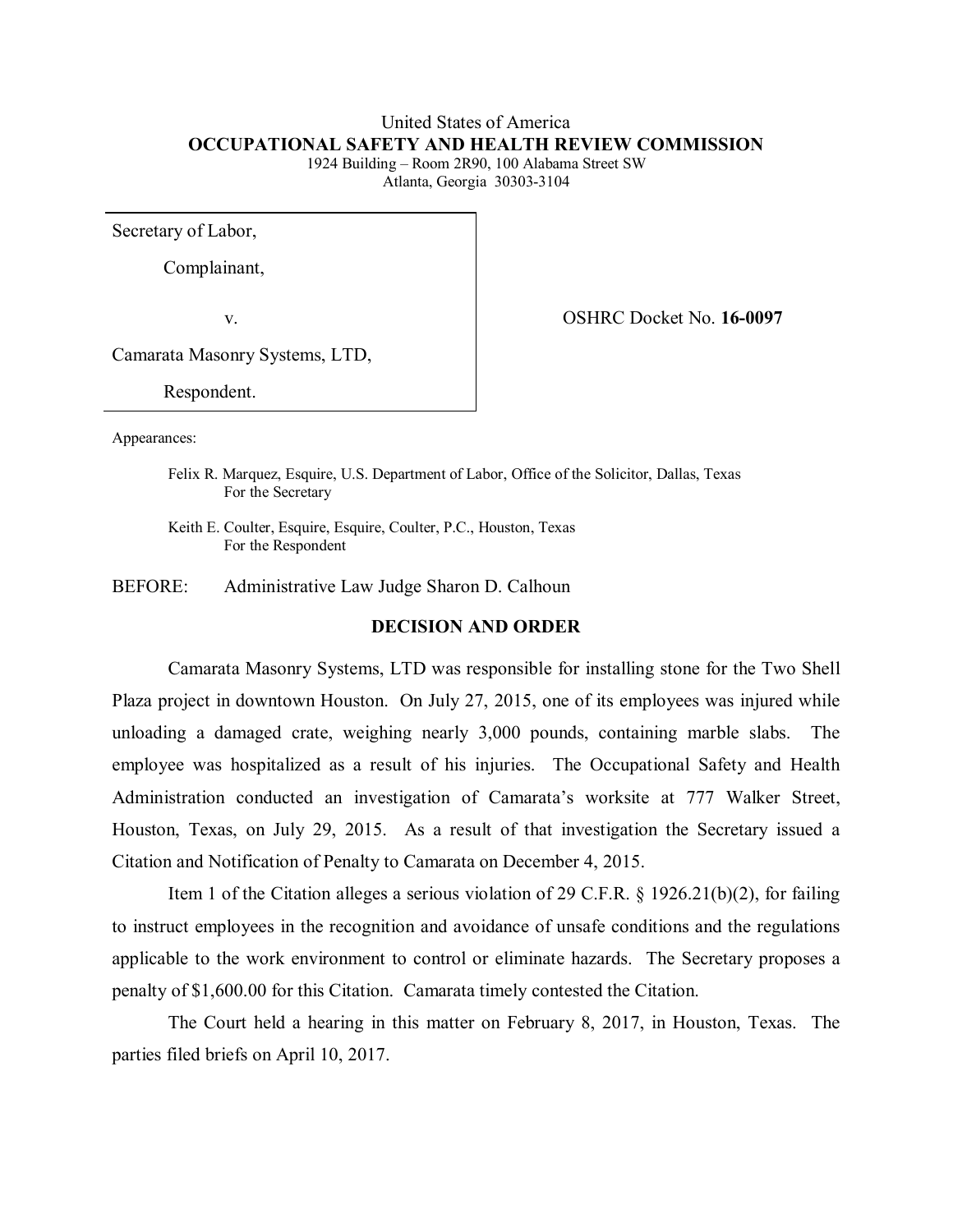United States of America

**OCCUPATIONAL SAFETY AND HEALTH REVIEW COMMISSION**

1924 Building – Room 2R90, 100 Alabama Street SW

Atlanta, Georgia 30303-3104

| | |
|---|---|
| Secretary of Labor,<br><br>Complainant,<br><br>v.<br><br>Camarata Masonry Systems, LTD,<br><br>Respondent. | OSHRC Docket No. **16-0097** |

Appearances:

Felix R. Marquez, Esquire, U.S. Department of Labor, Office of the Solicitor, Dallas, Texas
For the Secretary

Keith E. Coulter, Esquire, Esquire, Coulter, P.C., Houston, Texas
For the Respondent

BEFORE: Administrative Law Judge Sharon D. Calhoun

## DECISION AND ORDER

Camarata Masonry Systems, LTD was responsible for installing stone for the Two Shell Plaza project in downtown Houston. On July 27, 2015, one of its employees was injured while unloading a damaged crate, weighing nearly 3,000 pounds, containing marble slabs. The employee was hospitalized as a result of his injuries. The Occupational Safety and Health Administration conducted an investigation of Camarata's worksite at 777 Walker Street, Houston, Texas, on July 29, 2015. As a result of that investigation the Secretary issued a Citation and Notification of Penalty to Camarata on December 4, 2015.

Item 1 of the Citation alleges a serious violation of 29 C.F.R. § 1926.21(b)(2), for failing to instruct employees in the recognition and avoidance of unsafe conditions and the regulations applicable to the work environment to control or eliminate hazards. The Secretary proposes a penalty of $1,600.00 for this Citation. Camarata timely contested the Citation.

The Court held a hearing in this matter on February 8, 2017, in Houston, Texas. The parties filed briefs on April 10, 2017.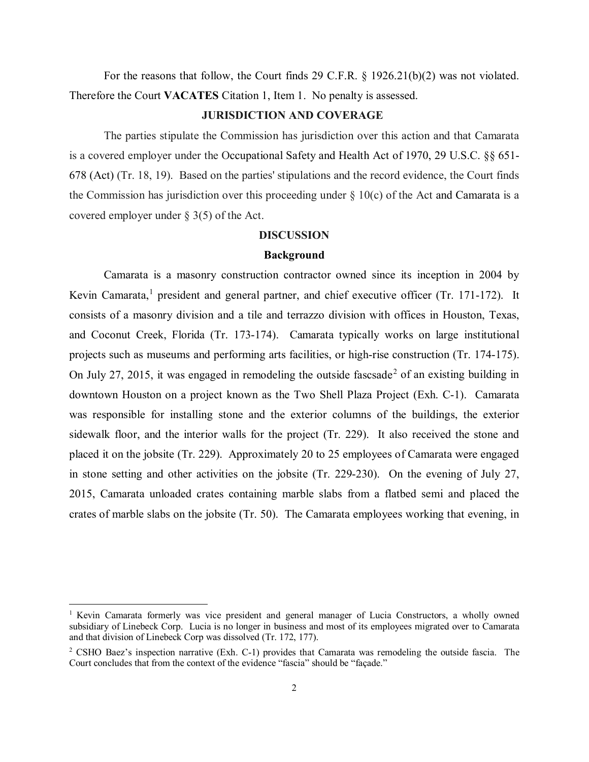For the reasons that follow, the Court finds 29 C.F.R. § 1926.21(b)(2) was not violated. Therefore the Court **VACATES** Citation 1, Item 1. No penalty is assessed.

## JURISDICTION AND COVERAGE

The parties stipulate the Commission has jurisdiction over this action and that Camarata is a covered employer under the Occupational Safety and Health Act of 1970, 29 U.S.C. §§ 651-678 (Act) (Tr. 18, 19). Based on the parties' stipulations and the record evidence, the Court finds the Commission has jurisdiction over this proceeding under § 10(c) of the Act and Camarata is a covered employer under § 3(5) of the Act.

## DISCUSSION

### Background

Camarata is a masonry construction contractor owned since its inception in 2004 by Kevin Camarata,[1] president and general partner, and chief executive officer (Tr. 171-172). It consists of a masonry division and a tile and terrazzo division with offices in Houston, Texas, and Coconut Creek, Florida (Tr. 173-174). Camarata typically works on large institutional projects such as museums and performing arts facilities, or high-rise construction (Tr. 174-175). On July 27, 2015, it was engaged in remodeling the outside fascsade[2] of an existing building in downtown Houston on a project known as the Two Shell Plaza Project (Exh. C-1). Camarata was responsible for installing stone and the exterior columns of the buildings, the exterior sidewalk floor, and the interior walls for the project (Tr. 229). It also received the stone and placed it on the jobsite (Tr. 229). Approximately 20 to 25 employees of Camarata were engaged in stone setting and other activities on the jobsite (Tr. 229-230). On the evening of July 27, 2015, Camarata unloaded crates containing marble slabs from a flatbed semi and placed the crates of marble slabs on the jobsite (Tr. 50). The Camarata employees working that evening, in

---

[1] Kevin Camarata formerly was vice president and general manager of Lucia Constructors, a wholly owned subsidiary of Linebeck Corp. Lucia is no longer in business and most of its employees migrated over to Camarata and that division of Linebeck Corp was dissolved (Tr. 172, 177).

[2] CSHO Baez's inspection narrative (Exh. C-1) provides that Camarata was remodeling the outside fascia. The Court concludes that from the context of the evidence "fascia" should be "façade."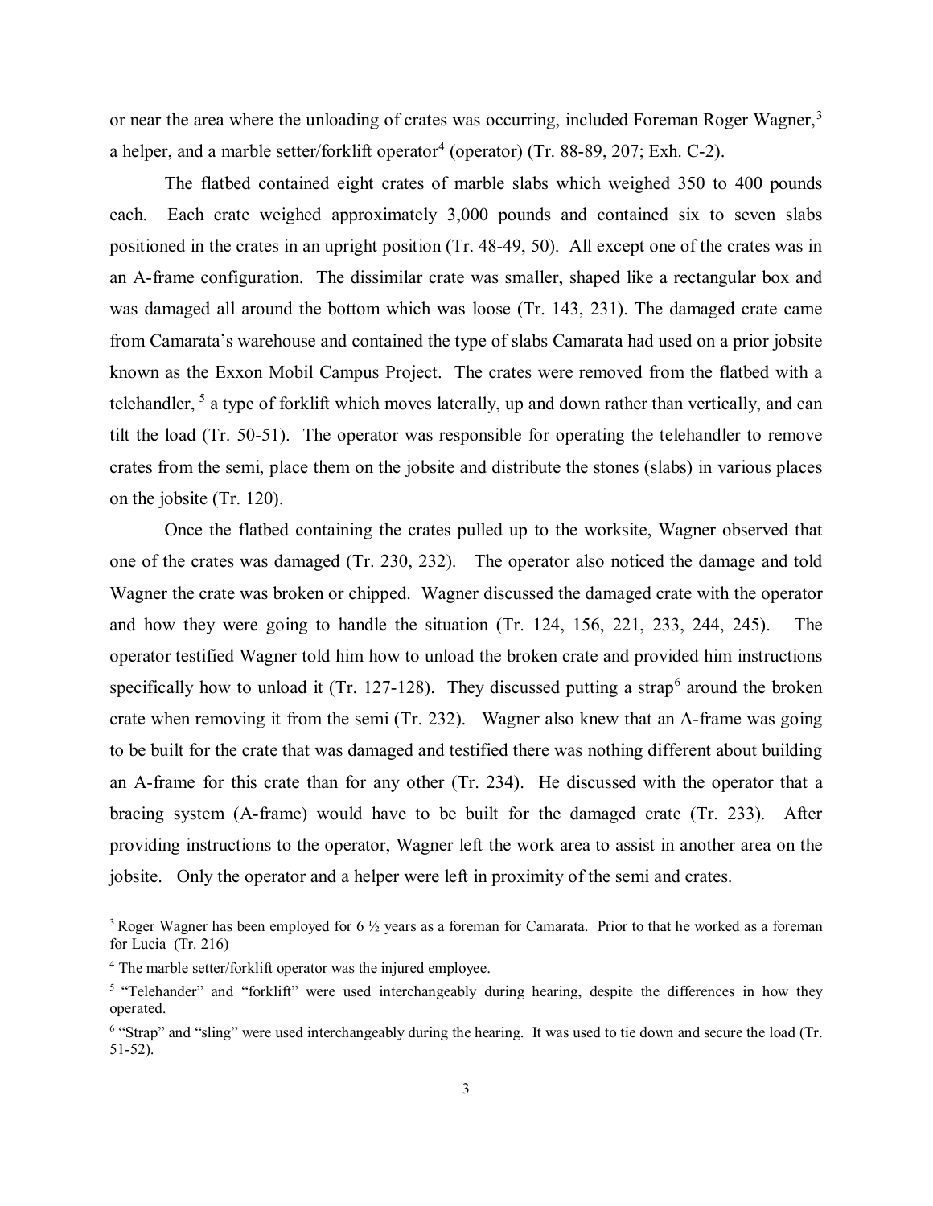or near the area where the unloading of crates was occurring, included Foreman Roger Wagner,[3] a helper, and a marble setter/forklift operator[4] (operator) (Tr. 88-89, 207; Exh. C-2).

The flatbed contained eight crates of marble slabs which weighed 350 to 400 pounds each. Each crate weighed approximately 3,000 pounds and contained six to seven slabs positioned in the crates in an upright position (Tr. 48-49, 50). All except one of the crates was in an A-frame configuration. The dissimilar crate was smaller, shaped like a rectangular box and was damaged all around the bottom which was loose (Tr. 143, 231). The damaged crate came from Camarata's warehouse and contained the type of slabs Camarata had used on a prior jobsite known as the Exxon Mobil Campus Project. The crates were removed from the flatbed with a telehandler, [5] a type of forklift which moves laterally, up and down rather than vertically, and can tilt the load (Tr. 50-51). The operator was responsible for operating the telehandler to remove crates from the semi, place them on the jobsite and distribute the stones (slabs) in various places on the jobsite (Tr. 120).

Once the flatbed containing the crates pulled up to the worksite, Wagner observed that one of the crates was damaged (Tr. 230, 232). The operator also noticed the damage and told Wagner the crate was broken or chipped. Wagner discussed the damaged crate with the operator and how they were going to handle the situation (Tr. 124, 156, 221, 233, 244, 245). The operator testified Wagner told him how to unload the broken crate and provided him instructions specifically how to unload it (Tr. 127-128). They discussed putting a strap[6] around the broken crate when removing it from the semi (Tr. 232). Wagner also knew that an A-frame was going to be built for the crate that was damaged and testified there was nothing different about building an A-frame for this crate than for any other (Tr. 234). He discussed with the operator that a bracing system (A-frame) would have to be built for the damaged crate (Tr. 233). After providing instructions to the operator, Wagner left the work area to assist in another area on the jobsite. Only the operator and a helper were left in proximity of the semi and crates.

---

[3] Roger Wagner has been employed for 6 ½ years as a foreman for Camarata. Prior to that he worked as a foreman for Lucia (Tr. 216)

[4] The marble setter/forklift operator was the injured employee.

[5] "Telehander" and "forklift" were used interchangeably during hearing, despite the differences in how they operated.

[6] "Strap" and "sling" were used interchangeably during the hearing. It was used to tie down and secure the load (Tr. 51-52).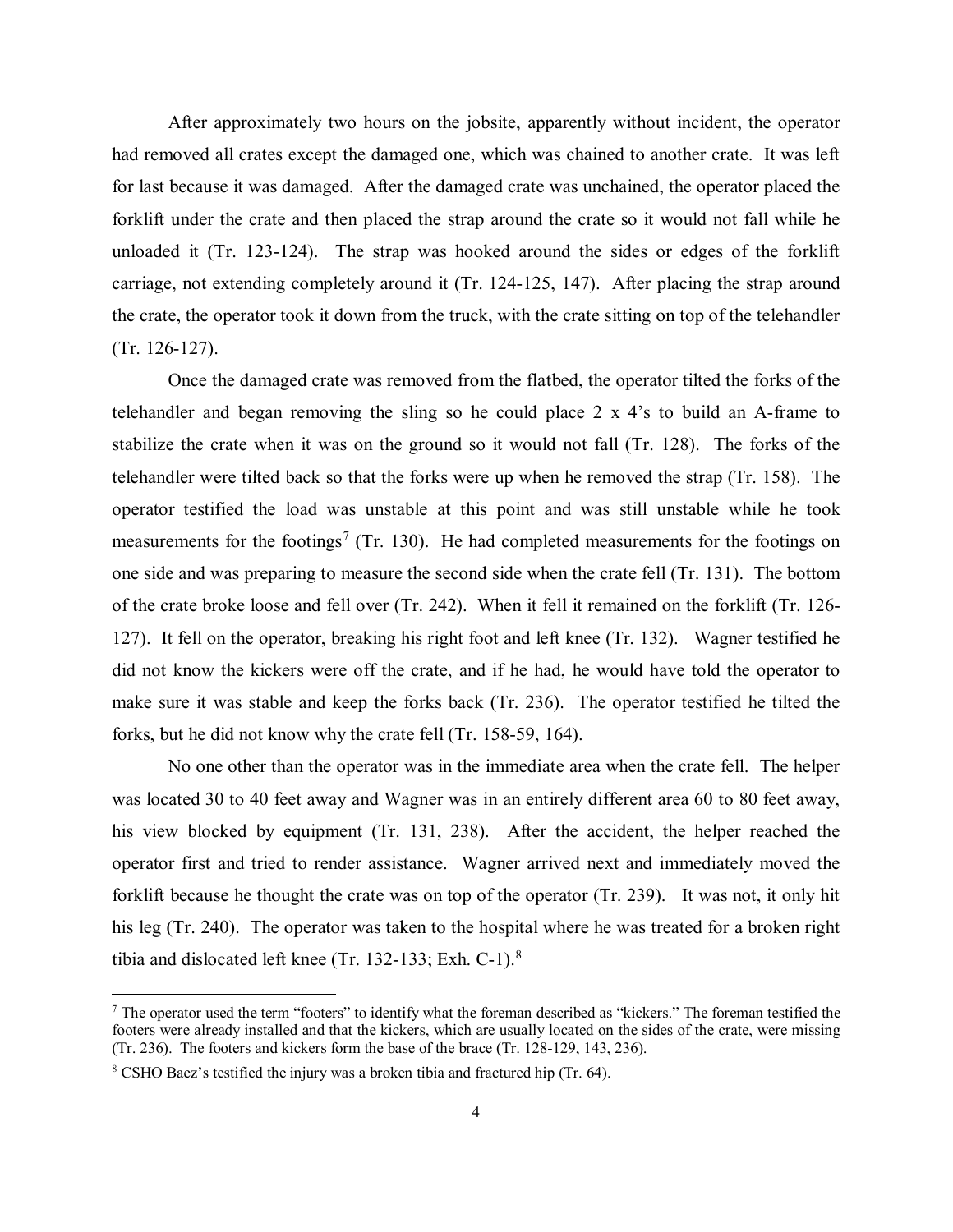After approximately two hours on the jobsite, apparently without incident, the operator had removed all crates except the damaged one, which was chained to another crate. It was left for last because it was damaged. After the damaged crate was unchained, the operator placed the forklift under the crate and then placed the strap around the crate so it would not fall while he unloaded it (Tr. 123-124). The strap was hooked around the sides or edges of the forklift carriage, not extending completely around it (Tr. 124-125, 147). After placing the strap around the crate, the operator took it down from the truck, with the crate sitting on top of the telehandler (Tr. 126-127).

Once the damaged crate was removed from the flatbed, the operator tilted the forks of the telehandler and began removing the sling so he could place 2 x 4's to build an A-frame to stabilize the crate when it was on the ground so it would not fall (Tr. 128). The forks of the telehandler were tilted back so that the forks were up when he removed the strap (Tr. 158). The operator testified the load was unstable at this point and was still unstable while he took measurements for the footings[7] (Tr. 130). He had completed measurements for the footings on one side and was preparing to measure the second side when the crate fell (Tr. 131). The bottom of the crate broke loose and fell over (Tr. 242). When it fell it remained on the forklift (Tr. 126-127). It fell on the operator, breaking his right foot and left knee (Tr. 132). Wagner testified he did not know the kickers were off the crate, and if he had, he would have told the operator to make sure it was stable and keep the forks back (Tr. 236). The operator testified he tilted the forks, but he did not know why the crate fell (Tr. 158-59, 164).

No one other than the operator was in the immediate area when the crate fell. The helper was located 30 to 40 feet away and Wagner was in an entirely different area 60 to 80 feet away, his view blocked by equipment (Tr. 131, 238). After the accident, the helper reached the operator first and tried to render assistance. Wagner arrived next and immediately moved the forklift because he thought the crate was on top of the operator (Tr. 239). It was not, it only hit his leg (Tr. 240). The operator was taken to the hospital where he was treated for a broken right tibia and dislocated left knee (Tr. 132-133; Exh. C-1).[8]

---

[7] The operator used the term "footers" to identify what the foreman described as "kickers." The foreman testified the footers were already installed and that the kickers, which are usually located on the sides of the crate, were missing (Tr. 236). The footers and kickers form the base of the brace (Tr. 128-129, 143, 236).

[8] CSHO Baez's testified the injury was a broken tibia and fractured hip (Tr. 64).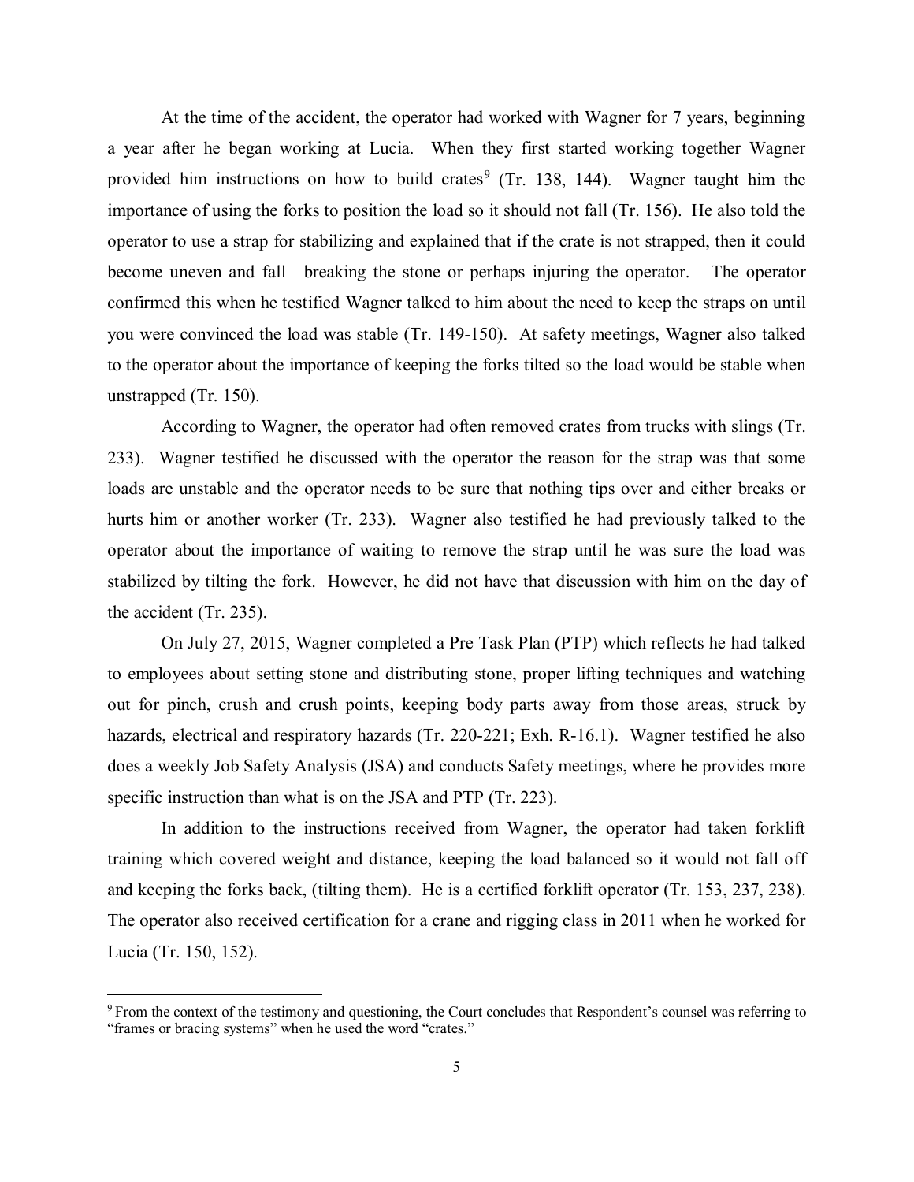At the time of the accident, the operator had worked with Wagner for 7 years, beginning a year after he began working at Lucia. When they first started working together Wagner provided him instructions on how to build crates[9] (Tr. 138, 144). Wagner taught him the importance of using the forks to position the load so it should not fall (Tr. 156). He also told the operator to use a strap for stabilizing and explained that if the crate is not strapped, then it could become uneven and fall—breaking the stone or perhaps injuring the operator. The operator confirmed this when he testified Wagner talked to him about the need to keep the straps on until you were convinced the load was stable (Tr. 149-150). At safety meetings, Wagner also talked to the operator about the importance of keeping the forks tilted so the load would be stable when unstrapped (Tr. 150).

According to Wagner, the operator had often removed crates from trucks with slings (Tr. 233). Wagner testified he discussed with the operator the reason for the strap was that some loads are unstable and the operator needs to be sure that nothing tips over and either breaks or hurts him or another worker (Tr. 233). Wagner also testified he had previously talked to the operator about the importance of waiting to remove the strap until he was sure the load was stabilized by tilting the fork. However, he did not have that discussion with him on the day of the accident (Tr. 235).

On July 27, 2015, Wagner completed a Pre Task Plan (PTP) which reflects he had talked to employees about setting stone and distributing stone, proper lifting techniques and watching out for pinch, crush and crush points, keeping body parts away from those areas, struck by hazards, electrical and respiratory hazards (Tr. 220-221; Exh. R-16.1). Wagner testified he also does a weekly Job Safety Analysis (JSA) and conducts Safety meetings, where he provides more specific instruction than what is on the JSA and PTP (Tr. 223).

In addition to the instructions received from Wagner, the operator had taken forklift training which covered weight and distance, keeping the load balanced so it would not fall off and keeping the forks back, (tilting them). He is a certified forklift operator (Tr. 153, 237, 238). The operator also received certification for a crane and rigging class in 2011 when he worked for Lucia (Tr. 150, 152).

---

[9] From the context of the testimony and questioning, the Court concludes that Respondent's counsel was referring to "frames or bracing systems" when he used the word "crates."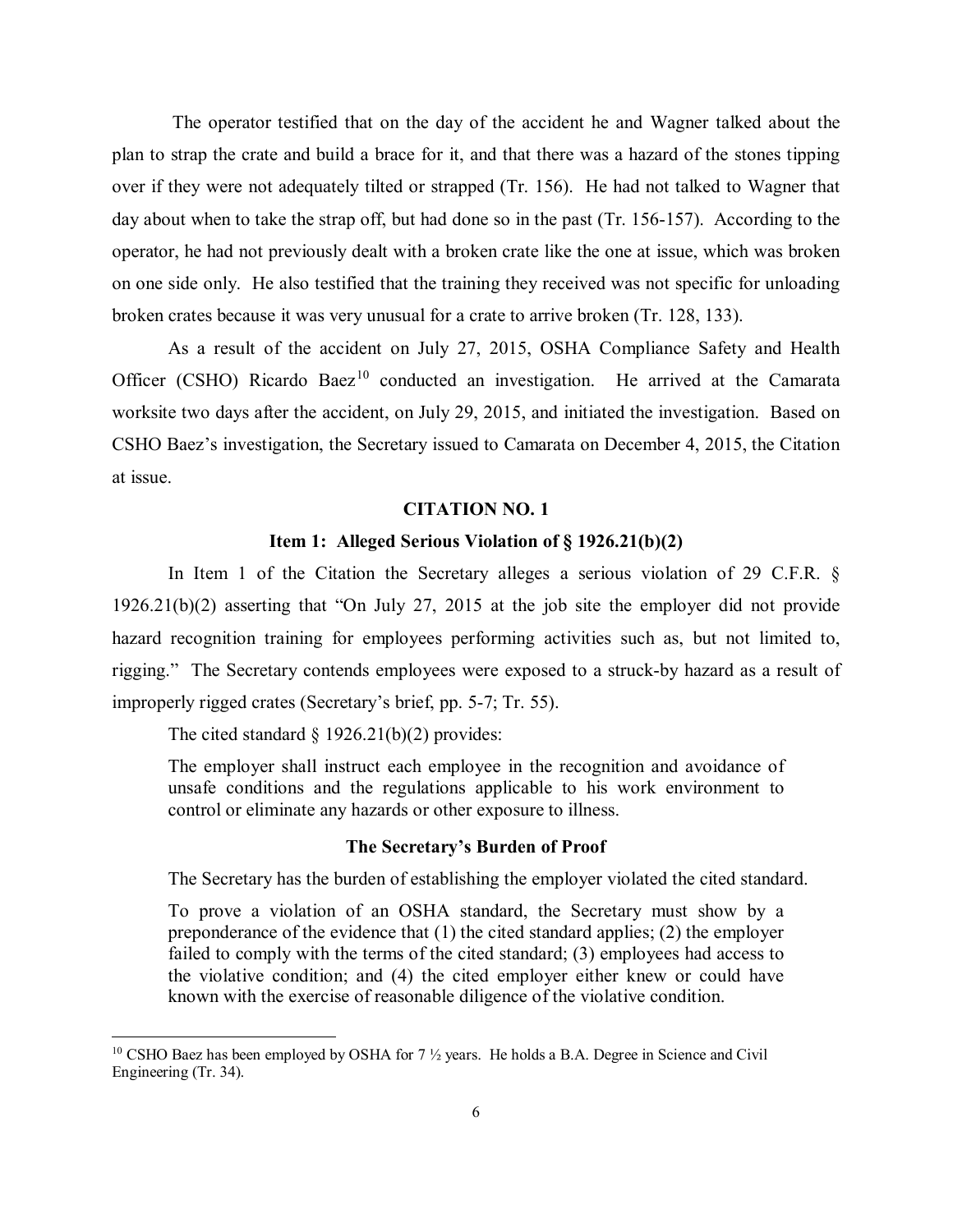The operator testified that on the day of the accident he and Wagner talked about the plan to strap the crate and build a brace for it, and that there was a hazard of the stones tipping over if they were not adequately tilted or strapped (Tr. 156). He had not talked to Wagner that day about when to take the strap off, but had done so in the past (Tr. 156-157). According to the operator, he had not previously dealt with a broken crate like the one at issue, which was broken on one side only. He also testified that the training they received was not specific for unloading broken crates because it was very unusual for a crate to arrive broken (Tr. 128, 133).

As a result of the accident on July 27, 2015, OSHA Compliance Safety and Health Officer (CSHO) Ricardo Baez[10] conducted an investigation. He arrived at the Camarata worksite two days after the accident, on July 29, 2015, and initiated the investigation. Based on CSHO Baez's investigation, the Secretary issued to Camarata on December 4, 2015, the Citation at issue.

## CITATION NO. 1

### Item 1: Alleged Serious Violation of § 1926.21(b)(2)

In Item 1 of the Citation the Secretary alleges a serious violation of 29 C.F.R. § 1926.21(b)(2) asserting that "On July 27, 2015 at the job site the employer did not provide hazard recognition training for employees performing activities such as, but not limited to, rigging." The Secretary contends employees were exposed to a struck-by hazard as a result of improperly rigged crates (Secretary's brief, pp. 5-7; Tr. 55).

The cited standard § 1926.21(b)(2) provides:

> The employer shall instruct each employee in the recognition and avoidance of unsafe conditions and the regulations applicable to his work environment to control or eliminate any hazards or other exposure to illness.

### The Secretary's Burden of Proof

The Secretary has the burden of establishing the employer violated the cited standard.

> To prove a violation of an OSHA standard, the Secretary must show by a preponderance of the evidence that (1) the cited standard applies; (2) the employer failed to comply with the terms of the cited standard; (3) employees had access to the violative condition; and (4) the cited employer either knew or could have known with the exercise of reasonable diligence of the violative condition.

---

[10] CSHO Baez has been employed by OSHA for 7 ½ years. He holds a B.A. Degree in Science and Civil Engineering (Tr. 34).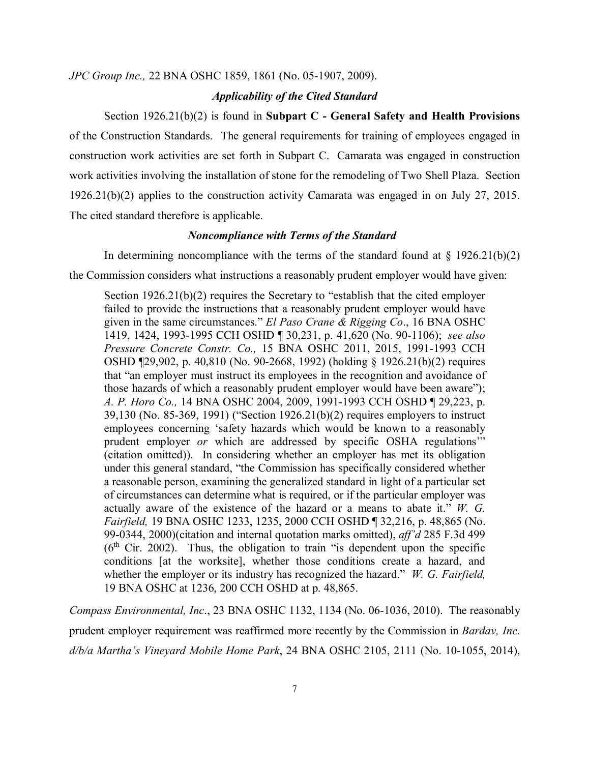*JPC Group Inc.,* 22 BNA OSHC 1859, 1861 (No. 05-1907, 2009).

### *Applicability of the Cited Standard*

Section 1926.21(b)(2) is found in **Subpart C - General Safety and Health Provisions** of the Construction Standards. The general requirements for training of employees engaged in construction work activities are set forth in Subpart C. Camarata was engaged in construction work activities involving the installation of stone for the remodeling of Two Shell Plaza. Section 1926.21(b)(2) applies to the construction activity Camarata was engaged in on July 27, 2015. The cited standard therefore is applicable.

### *Noncompliance with Terms of the Standard*

In determining noncompliance with the terms of the standard found at § 1926.21(b)(2) the Commission considers what instructions a reasonably prudent employer would have given:

> Section 1926.21(b)(2) requires the Secretary to "establish that the cited employer failed to provide the instructions that a reasonably prudent employer would have given in the same circumstances." *El Paso Crane & Rigging Co*., 16 BNA OSHC 1419, 1424, 1993-1995 CCH OSHD ¶ 30,231, p. 41,620 (No. 90-1106); *see also Pressure Concrete Constr. Co.,* 15 BNA OSHC 2011, 2015, 1991-1993 CCH OSHD ¶29,902, p. 40,810 (No. 90-2668, 1992) (holding § 1926.21(b)(2) requires that "an employer must instruct its employees in the recognition and avoidance of those hazards of which a reasonably prudent employer would have been aware"); *A. P. Horo Co.,* 14 BNA OSHC 2004, 2009, 1991-1993 CCH OSHD ¶ 29,223, p. 39,130 (No. 85-369, 1991) ("Section 1926.21(b)(2) requires employers to instruct employees concerning 'safety hazards which would be known to a reasonably prudent employer *or* which are addressed by specific OSHA regulations'" (citation omitted)). In considering whether an employer has met its obligation under this general standard, "the Commission has specifically considered whether a reasonable person, examining the generalized standard in light of a particular set of circumstances can determine what is required, or if the particular employer was actually aware of the existence of the hazard or a means to abate it." *W. G. Fairfield,* 19 BNA OSHC 1233, 1235, 2000 CCH OSHD ¶ 32,216, p. 48,865 (No. 99-0344, 2000)(citation and internal quotation marks omitted), *aff'd* 285 F.3d 499 (6th Cir. 2002). Thus, the obligation to train "is dependent upon the specific conditions [at the worksite], whether those conditions create a hazard, and whether the employer or its industry has recognized the hazard." *W. G. Fairfield,* 19 BNA OSHC at 1236, 200 CCH OSHD at p. 48,865.

*Compass Environmental, Inc*., 23 BNA OSHC 1132, 1134 (No. 06-1036, 2010). The reasonably prudent employer requirement was reaffirmed more recently by the Commission in *Bardav, Inc. d/b/a Martha's Vineyard Mobile Home Park*, 24 BNA OSHC 2105, 2111 (No. 10-1055, 2014),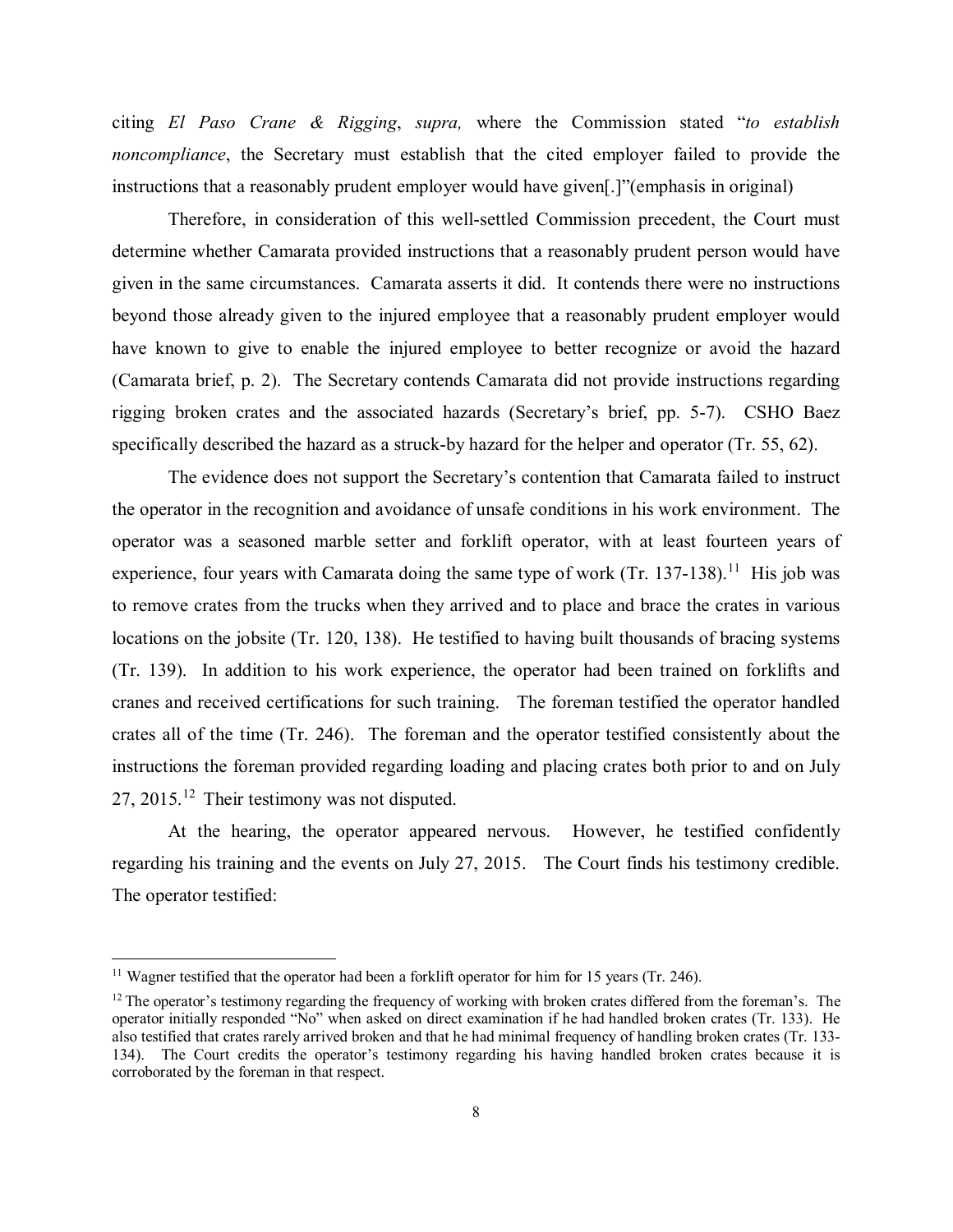citing *El Paso Crane & Rigging*, *supra,* where the Commission stated "*to establish noncompliance*, the Secretary must establish that the cited employer failed to provide the instructions that a reasonably prudent employer would have given[.]"(emphasis in original)

Therefore, in consideration of this well-settled Commission precedent, the Court must determine whether Camarata provided instructions that a reasonably prudent person would have given in the same circumstances. Camarata asserts it did. It contends there were no instructions beyond those already given to the injured employee that a reasonably prudent employer would have known to give to enable the injured employee to better recognize or avoid the hazard (Camarata brief, p. 2). The Secretary contends Camarata did not provide instructions regarding rigging broken crates and the associated hazards (Secretary's brief, pp. 5-7). CSHO Baez specifically described the hazard as a struck-by hazard for the helper and operator (Tr. 55, 62).

The evidence does not support the Secretary's contention that Camarata failed to instruct the operator in the recognition and avoidance of unsafe conditions in his work environment. The operator was a seasoned marble setter and forklift operator, with at least fourteen years of experience, four years with Camarata doing the same type of work (Tr. 137-138).[11] His job was to remove crates from the trucks when they arrived and to place and brace the crates in various locations on the jobsite (Tr. 120, 138). He testified to having built thousands of bracing systems (Tr. 139). In addition to his work experience, the operator had been trained on forklifts and cranes and received certifications for such training. The foreman testified the operator handled crates all of the time (Tr. 246). The foreman and the operator testified consistently about the instructions the foreman provided regarding loading and placing crates both prior to and on July 27, 2015.[12] Their testimony was not disputed.

At the hearing, the operator appeared nervous. However, he testified confidently regarding his training and the events on July 27, 2015. The Court finds his testimony credible. The operator testified:

---

[11] Wagner testified that the operator had been a forklift operator for him for 15 years (Tr. 246).

[12] The operator's testimony regarding the frequency of working with broken crates differed from the foreman's. The operator initially responded "No" when asked on direct examination if he had handled broken crates (Tr. 133). He also testified that crates rarely arrived broken and that he had minimal frequency of handling broken crates (Tr. 133-134). The Court credits the operator's testimony regarding his having handled broken crates because it is corroborated by the foreman in that respect.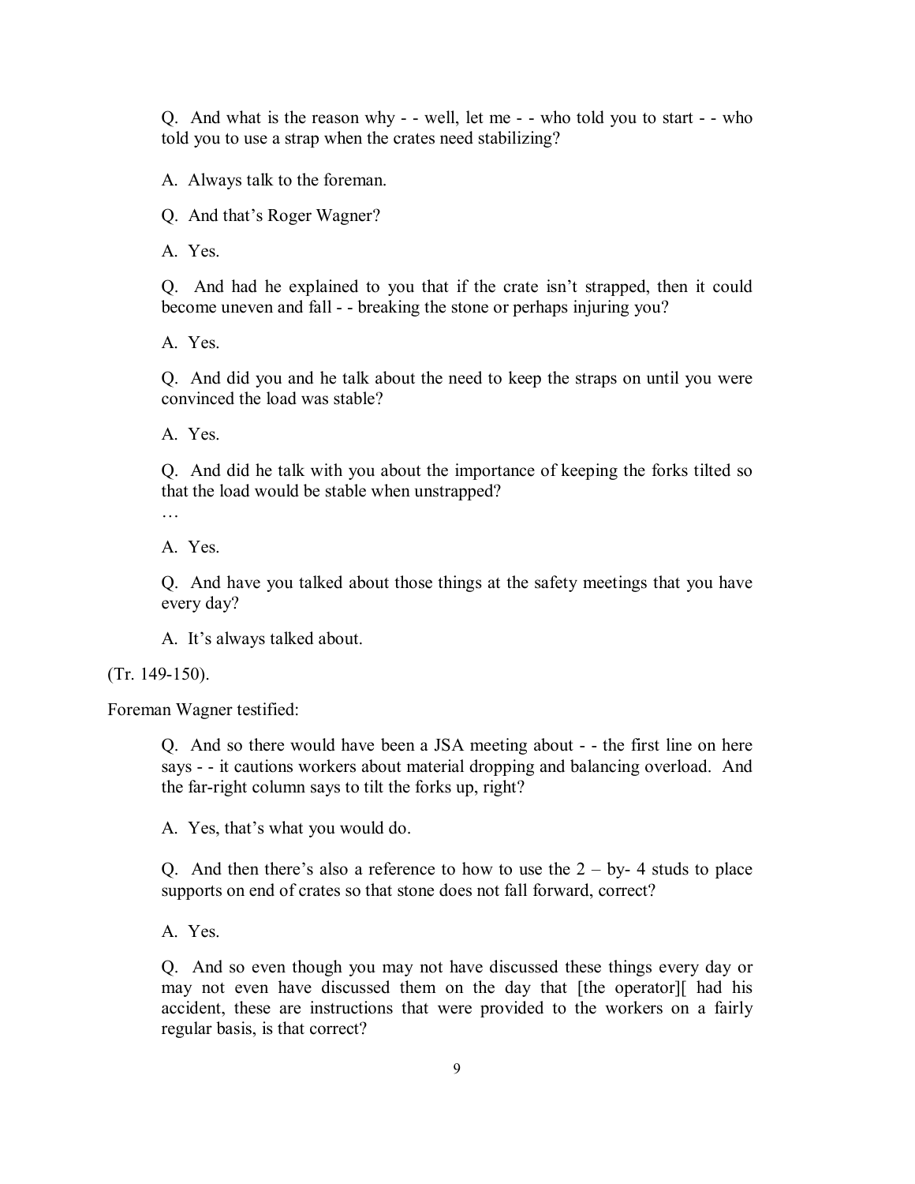> Q. And what is the reason why - - well, let me - - who told you to start - - who told you to use a strap when the crates need stabilizing?
>
> A. Always talk to the foreman.
>
> Q. And that's Roger Wagner?
>
> A. Yes.
>
> Q. And had he explained to you that if the crate isn't strapped, then it could become uneven and fall - - breaking the stone or perhaps injuring you?
>
> A. Yes.
>
> Q. And did you and he talk about the need to keep the straps on until you were convinced the load was stable?
>
> A. Yes.
>
> Q. And did he talk with you about the importance of keeping the forks tilted so that the load would be stable when unstrapped?
>
> …
>
> A. Yes.
>
> Q. And have you talked about those things at the safety meetings that you have every day?
>
> A. It's always talked about.

(Tr. 149-150).

Foreman Wagner testified:

> Q. And so there would have been a JSA meeting about - - the first line on here says - - it cautions workers about material dropping and balancing overload. And the far-right column says to tilt the forks up, right?
>
> A. Yes, that's what you would do.
>
> Q. And then there's also a reference to how to use the 2 – by- 4 studs to place supports on end of crates so that stone does not fall forward, correct?
>
> A. Yes.
>
> Q. And so even though you may not have discussed these things every day or may not even have discussed them on the day that [the operator][ had his accident, these are instructions that were provided to the workers on a fairly regular basis, is that correct?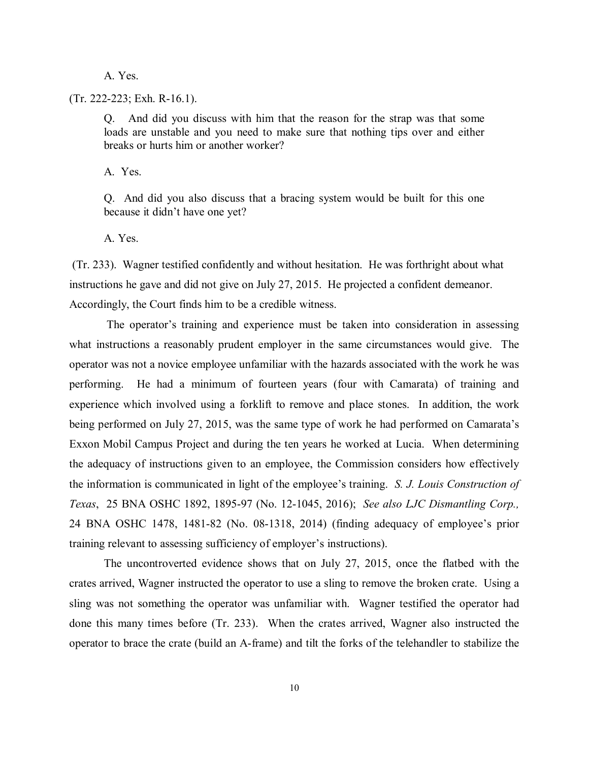A. Yes.

(Tr. 222-223; Exh. R-16.1).

> Q. And did you discuss with him that the reason for the strap was that some loads are unstable and you need to make sure that nothing tips over and either breaks or hurts him or another worker?
>
> A. Yes.
>
> Q. And did you also discuss that a bracing system would be built for this one because it didn't have one yet?
>
> A. Yes.

(Tr. 233). Wagner testified confidently and without hesitation. He was forthright about what instructions he gave and did not give on July 27, 2015. He projected a confident demeanor. Accordingly, the Court finds him to be a credible witness.

The operator's training and experience must be taken into consideration in assessing what instructions a reasonably prudent employer in the same circumstances would give. The operator was not a novice employee unfamiliar with the hazards associated with the work he was performing. He had a minimum of fourteen years (four with Camarata) of training and experience which involved using a forklift to remove and place stones. In addition, the work being performed on July 27, 2015, was the same type of work he had performed on Camarata's Exxon Mobil Campus Project and during the ten years he worked at Lucia. When determining the adequacy of instructions given to an employee, the Commission considers how effectively the information is communicated in light of the employee's training. *S. J. Louis Construction of Texas*, 25 BNA OSHC 1892, 1895-97 (No. 12-1045, 2016); *See also LJC Dismantling Corp.,* 24 BNA OSHC 1478, 1481-82 (No. 08-1318, 2014) (finding adequacy of employee's prior training relevant to assessing sufficiency of employer's instructions).

The uncontroverted evidence shows that on July 27, 2015, once the flatbed with the crates arrived, Wagner instructed the operator to use a sling to remove the broken crate. Using a sling was not something the operator was unfamiliar with. Wagner testified the operator had done this many times before (Tr. 233). When the crates arrived, Wagner also instructed the operator to brace the crate (build an A-frame) and tilt the forks of the telehandler to stabilize the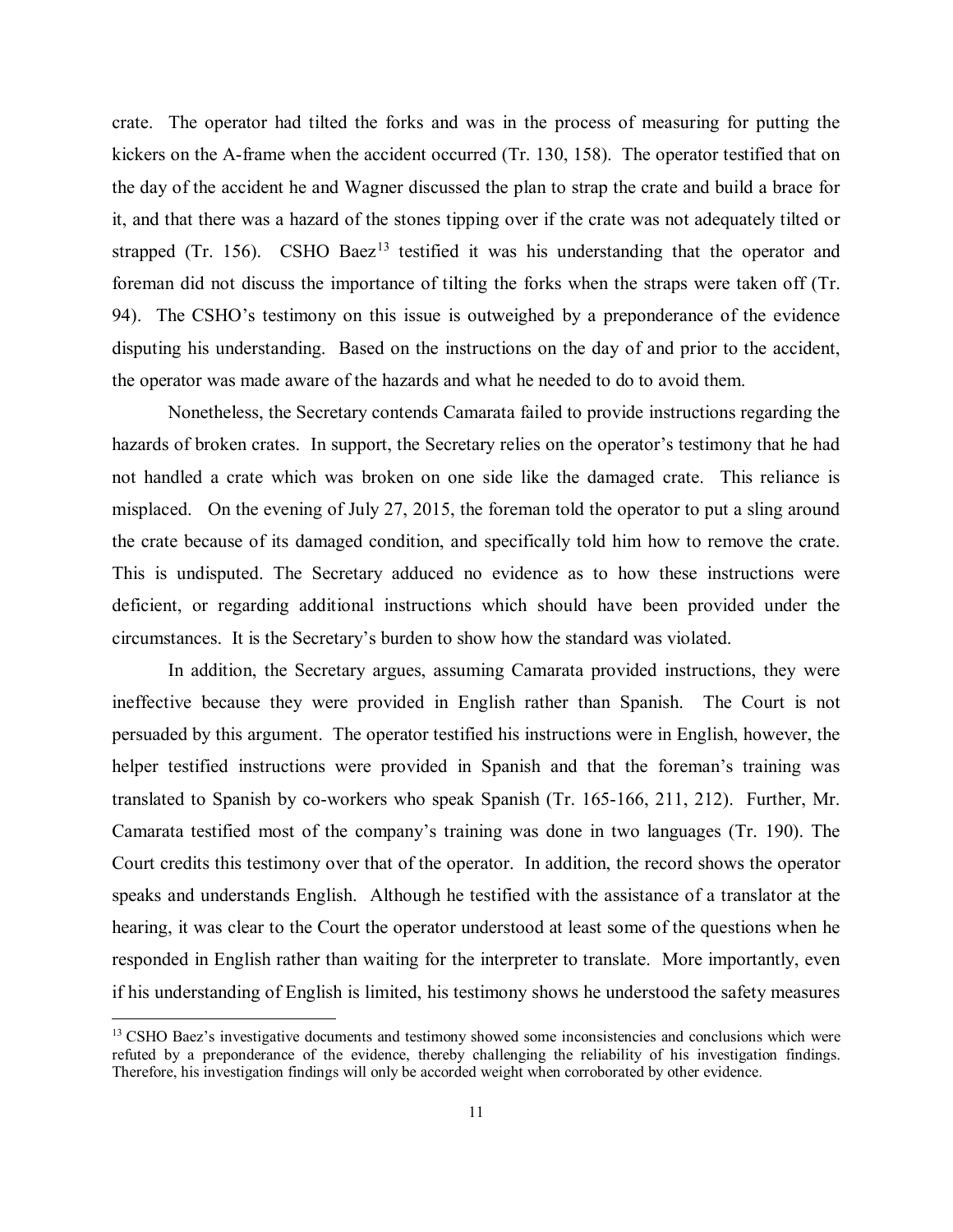crate. The operator had tilted the forks and was in the process of measuring for putting the kickers on the A-frame when the accident occurred (Tr. 130, 158). The operator testified that on the day of the accident he and Wagner discussed the plan to strap the crate and build a brace for it, and that there was a hazard of the stones tipping over if the crate was not adequately tilted or strapped (Tr. 156). CSHO Baez[13] testified it was his understanding that the operator and foreman did not discuss the importance of tilting the forks when the straps were taken off (Tr. 94). The CSHO's testimony on this issue is outweighed by a preponderance of the evidence disputing his understanding. Based on the instructions on the day of and prior to the accident, the operator was made aware of the hazards and what he needed to do to avoid them.

Nonetheless, the Secretary contends Camarata failed to provide instructions regarding the hazards of broken crates. In support, the Secretary relies on the operator's testimony that he had not handled a crate which was broken on one side like the damaged crate. This reliance is misplaced. On the evening of July 27, 2015, the foreman told the operator to put a sling around the crate because of its damaged condition, and specifically told him how to remove the crate. This is undisputed. The Secretary adduced no evidence as to how these instructions were deficient, or regarding additional instructions which should have been provided under the circumstances. It is the Secretary's burden to show how the standard was violated.

In addition, the Secretary argues, assuming Camarata provided instructions, they were ineffective because they were provided in English rather than Spanish. The Court is not persuaded by this argument. The operator testified his instructions were in English, however, the helper testified instructions were provided in Spanish and that the foreman's training was translated to Spanish by co-workers who speak Spanish (Tr. 165-166, 211, 212). Further, Mr. Camarata testified most of the company's training was done in two languages (Tr. 190). The Court credits this testimony over that of the operator. In addition, the record shows the operator speaks and understands English. Although he testified with the assistance of a translator at the hearing, it was clear to the Court the operator understood at least some of the questions when he responded in English rather than waiting for the interpreter to translate. More importantly, even if his understanding of English is limited, his testimony shows he understood the safety measures

[13] CSHO Baez's investigative documents and testimony showed some inconsistencies and conclusions which were refuted by a preponderance of the evidence, thereby challenging the reliability of his investigation findings. Therefore, his investigation findings will only be accorded weight when corroborated by other evidence.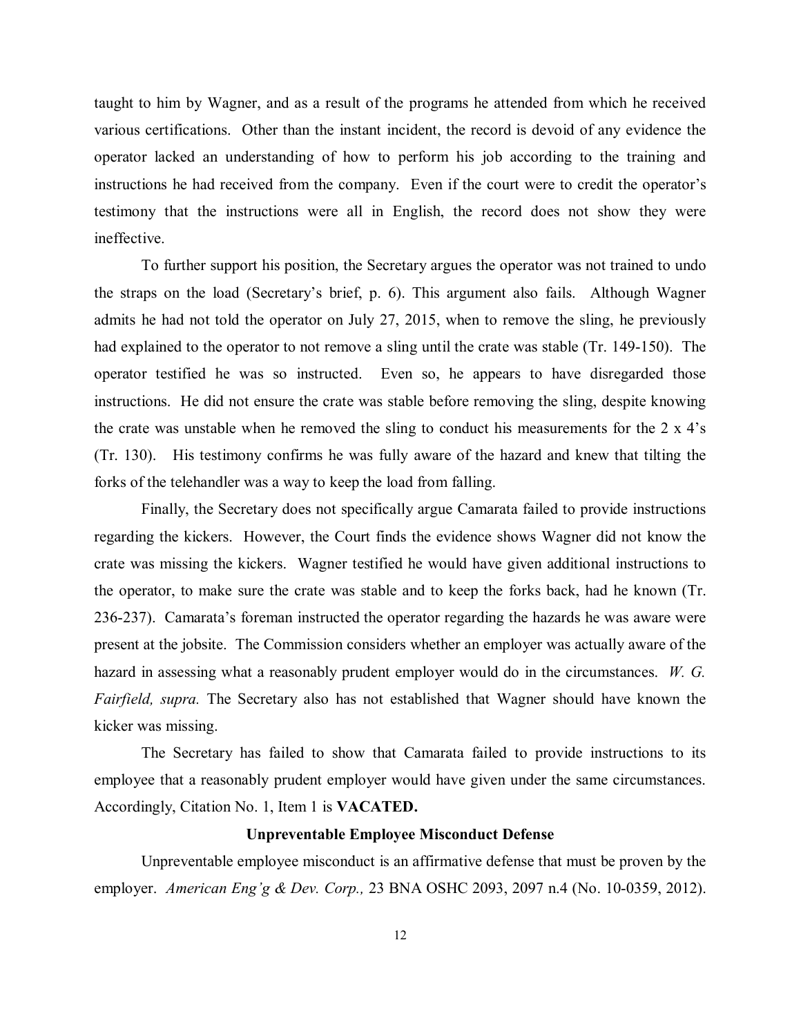taught to him by Wagner, and as a result of the programs he attended from which he received various certifications. Other than the instant incident, the record is devoid of any evidence the operator lacked an understanding of how to perform his job according to the training and instructions he had received from the company. Even if the court were to credit the operator's testimony that the instructions were all in English, the record does not show they were ineffective.

To further support his position, the Secretary argues the operator was not trained to undo the straps on the load (Secretary's brief, p. 6). This argument also fails. Although Wagner admits he had not told the operator on July 27, 2015, when to remove the sling, he previously had explained to the operator to not remove a sling until the crate was stable (Tr. 149-150). The operator testified he was so instructed. Even so, he appears to have disregarded those instructions. He did not ensure the crate was stable before removing the sling, despite knowing the crate was unstable when he removed the sling to conduct his measurements for the 2 x 4's (Tr. 130). His testimony confirms he was fully aware of the hazard and knew that tilting the forks of the telehandler was a way to keep the load from falling.

Finally, the Secretary does not specifically argue Camarata failed to provide instructions regarding the kickers. However, the Court finds the evidence shows Wagner did not know the crate was missing the kickers. Wagner testified he would have given additional instructions to the operator, to make sure the crate was stable and to keep the forks back, had he known (Tr. 236-237). Camarata's foreman instructed the operator regarding the hazards he was aware were present at the jobsite. The Commission considers whether an employer was actually aware of the hazard in assessing what a reasonably prudent employer would do in the circumstances. *W. G. Fairfield, supra.* The Secretary also has not established that Wagner should have known the kicker was missing.

The Secretary has failed to show that Camarata failed to provide instructions to its employee that a reasonably prudent employer would have given under the same circumstances. Accordingly, Citation No. 1, Item 1 is **VACATED.**

**Unpreventable Employee Misconduct Defense**

Unpreventable employee misconduct is an affirmative defense that must be proven by the employer. *American Eng'g & Dev. Corp.,* 23 BNA OSHC 2093, 2097 n.4 (No. 10-0359, 2012).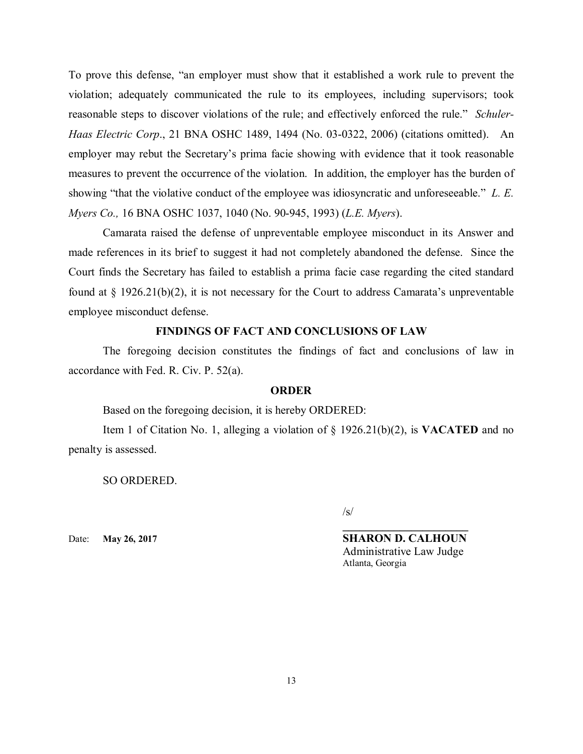To prove this defense, "an employer must show that it established a work rule to prevent the violation; adequately communicated the rule to its employees, including supervisors; took reasonable steps to discover violations of the rule; and effectively enforced the rule." *Schuler-Haas Electric Corp*., 21 BNA OSHC 1489, 1494 (No. 03-0322, 2006) (citations omitted). An employer may rebut the Secretary's prima facie showing with evidence that it took reasonable measures to prevent the occurrence of the violation. In addition, the employer has the burden of showing "that the violative conduct of the employee was idiosyncratic and unforeseeable." *L. E. Myers Co.,* 16 BNA OSHC 1037, 1040 (No. 90-945, 1993) (*L.E. Myers*).

Camarata raised the defense of unpreventable employee misconduct in its Answer and made references in its brief to suggest it had not completely abandoned the defense. Since the Court finds the Secretary has failed to establish a prima facie case regarding the cited standard found at § 1926.21(b)(2), it is not necessary for the Court to address Camarata's unpreventable employee misconduct defense.

## FINDINGS OF FACT AND CONCLUSIONS OF LAW

The foregoing decision constitutes the findings of fact and conclusions of law in accordance with Fed. R. Civ. P. 52(a).

## ORDER

Based on the foregoing decision, it is hereby ORDERED:

Item 1 of Citation No. 1, alleging a violation of § 1926.21(b)(2), is **VACATED** and no penalty is assessed.

SO ORDERED.

/s/

**SHARON D. CALHOUN**
Administrative Law Judge
Atlanta, Georgia

Date: **May 26, 2017**